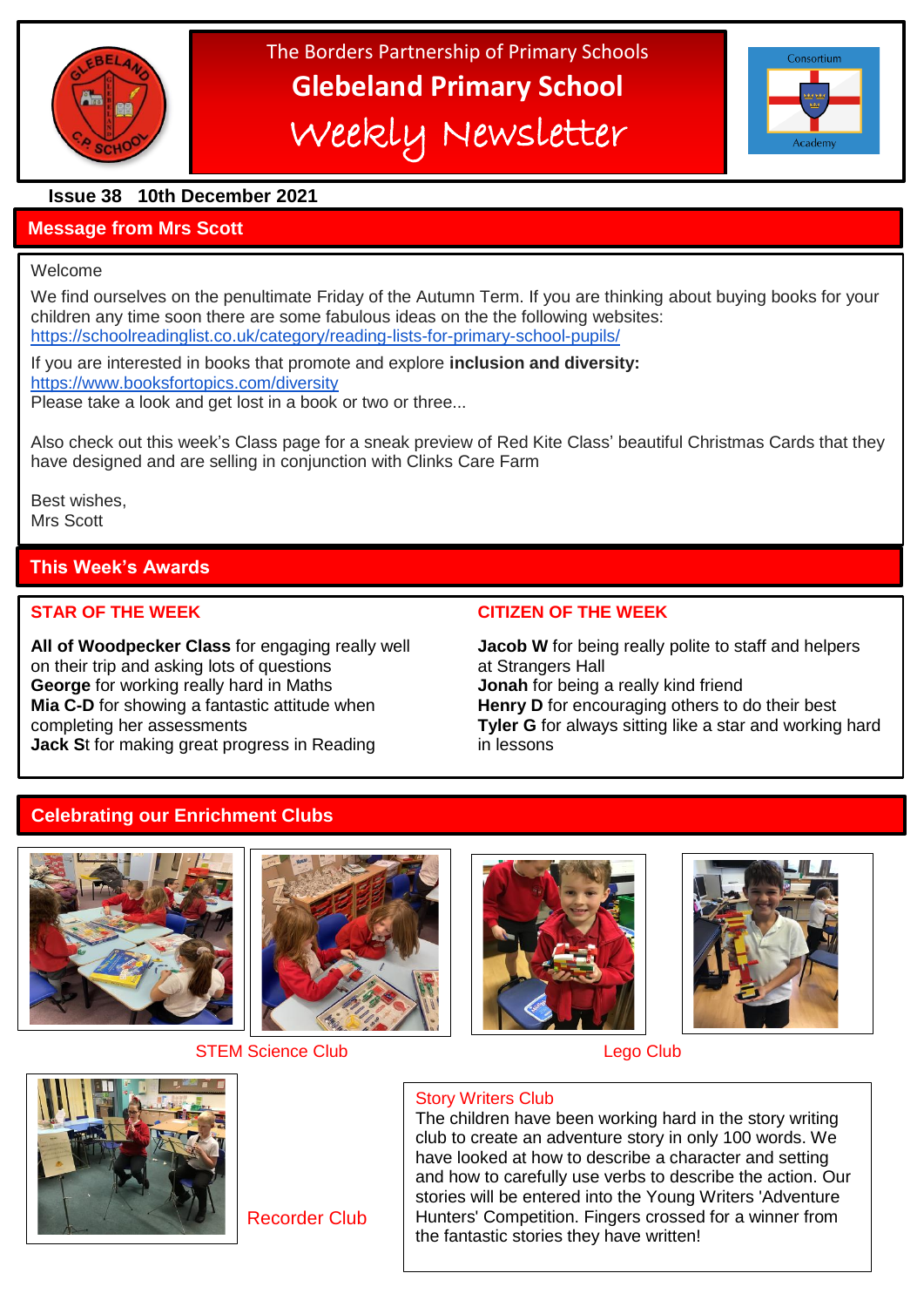The Borders Partnership of Primary Schools

# Glebeland Primary School

## Weekly Newsletter

**Issue 38 10th December 2021**

## Message from Mrs Scott

Welcome

We find ourselves on the penultimate Friday of the Autumn Term. If you are thinking about buying books for your children any time soon there are some fabulous ideas on the the following websites:
https://schoolreadinglist.co.uk/category/reading-lists-for-primary-school-pupils/

If you are interested in books that promote and explore **inclusion and diversity:**
https://www.booksfortopics.com/diversity
Please take a look and get lost in a book or two or three...

Also check out this week's Class page for a sneak preview of Red Kite Class' beautiful Christmas Cards that they have designed and are selling in conjunction with Clinks Care Farm

Best wishes,
Mrs Scott

## This Week's Awards

### STAR OF THE WEEK

**All of Woodpecker Class** for engaging really well on their trip and asking lots of questions
**George** for working really hard in Maths
**Mia C-D** for showing a fantastic attitude when completing her assessments
**Jack St** for making great progress in Reading

### CITIZEN OF THE WEEK

**Jacob W** for being really polite to staff and helpers at Strangers Hall
**Jonah** for being a really kind friend
**Henry D** for encouraging others to do their best
**Tyler G** for always sitting like a star and working hard in lessons

## Celebrating our Enrichment Clubs

STEM Science Club

Lego Club

Recorder Club

### Story Writers Club

The children have been working hard in the story writing club to create an adventure story in only 100 words. We have looked at how to describe a character and setting and how to carefully use verbs to describe the action. Our stories will be entered into the Young Writers 'Adventure Hunters' Competition. Fingers crossed for a winner from the fantastic stories they have written!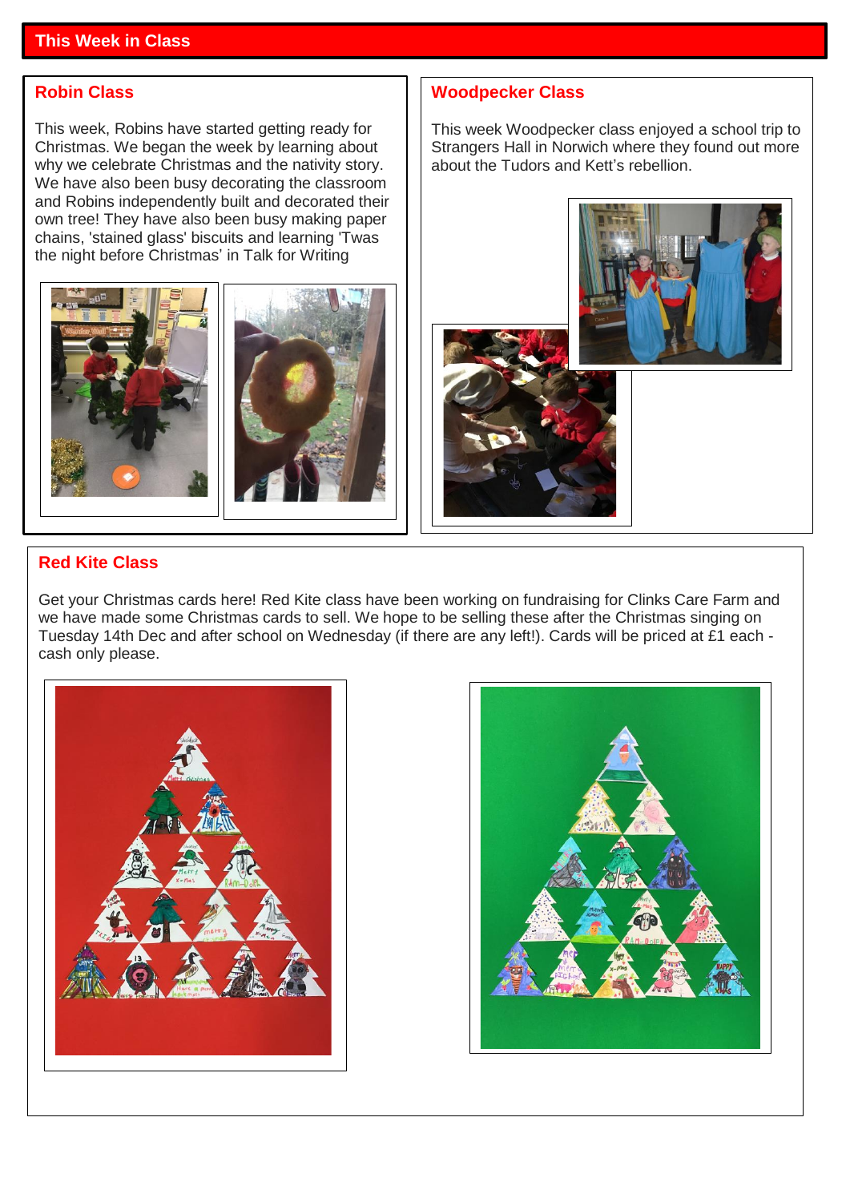## This Week in Class

### Robin Class

This week, Robins have started getting ready for Christmas. We began the week by learning about why we celebrate Christmas and the nativity story. We have also been busy decorating the classroom and Robins independently built and decorated their own tree! They have also been busy making paper chains, 'stained glass' biscuits and learning 'Twas the night before Christmas' in Talk for Writing

### Woodpecker Class

This week Woodpecker class enjoyed a school trip to Strangers Hall in Norwich where they found out more about the Tudors and Kett's rebellion.

### Red Kite Class

Get your Christmas cards here! Red Kite class have been working on fundraising for Clinks Care Farm and we have made some Christmas cards to sell. We hope to be selling these after the Christmas singing on Tuesday 14th Dec and after school on Wednesday (if there are any left!). Cards will be priced at £1 each - cash only please.